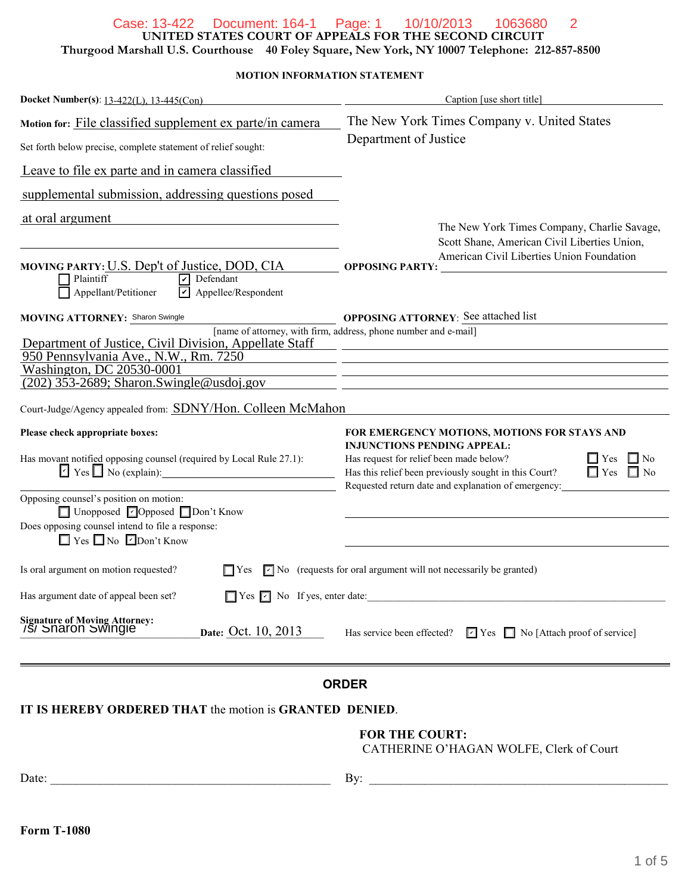Case: 13-422 Document: 164-1 Page: 1 10/10/2013 1063680 2

**UNITED STATES COURT OF APPEALS FOR THE SECOND CIRCUIT**

**Thurgood Marshall U.S. Courthouse 40 Foley Square, New York, NY 10007 Telephone: 212-857-8500**

## MOTION INFORMATION STATEMENT

**Docket Number(s)**: 13-422(L), 13-445(Con)

Caption [use short title]: The New York Times Company v. United States Department of Justice

**Motion for:** File classified supplement ex parte/in camera

Set forth below precise, complete statement of relief sought:

Leave to file ex parte and in camera classified supplemental submission, addressing questions posed at oral argument

**MOVING PARTY:** U.S. Dep't of Justice, DOD, CIA

- [ ] Plaintiff
- [x] Defendant
- [ ] Appellant/Petitioner
- [x] Appellee/Respondent

**OPPOSING PARTY:** The New York Times Company, Charlie Savage, Scott Shane, American Civil Liberties Union, American Civil Liberties Union Foundation

**MOVING ATTORNEY:** Sharon Swingle

[name of attorney, with firm, address, phone number and e-mail]

Department of Justice, Civil Division, Appellate Staff
950 Pennsylvania Ave., N.W., Rm. 7250
Washington, DC 20530-0001
(202) 353-2689; Sharon.Swingle@usdoj.gov

**OPPOSING ATTORNEY:** See attached list

Court-Judge/Agency appealed from: SDNY/Hon. Colleen McMahon

**Please check appropriate boxes:**

Has movant notified opposing counsel (required by Local Rule 27.1):
- [x] Yes
- [ ] No (explain):

Opposing counsel's position on motion:
- [ ] Unopposed
- [x] Opposed
- [ ] Don't Know

Does opposing counsel intend to file a response:
- [ ] Yes
- [ ] No
- [x] Don't Know

**FOR EMERGENCY MOTIONS, MOTIONS FOR STAYS AND INJUNCTIONS PENDING APPEAL:**

Has request for relief been made below? [ ] Yes [ ] No

Has this relief been previously sought in this Court? [ ] Yes [ ] No

Requested return date and explanation of emergency:

Is oral argument on motion requested? [ ] Yes [x] No (requests for oral argument will not necessarily be granted)

Has argument date of appeal been set? [ ] Yes [x] No If yes, enter date:

**Signature of Moving Attorney:** /s/ Sharon Swingle **Date:** Oct. 10, 2013

Has service been effected? [x] Yes [ ] No [Attach proof of service]

---

## ORDER

**IT IS HEREBY ORDERED THAT** the motion is **GRANTED DENIED**.

**FOR THE COURT:**
CATHERINE O'HAGAN WOLFE, Clerk of Court

Date: ______________________ By: ______________________

**Form T-1080**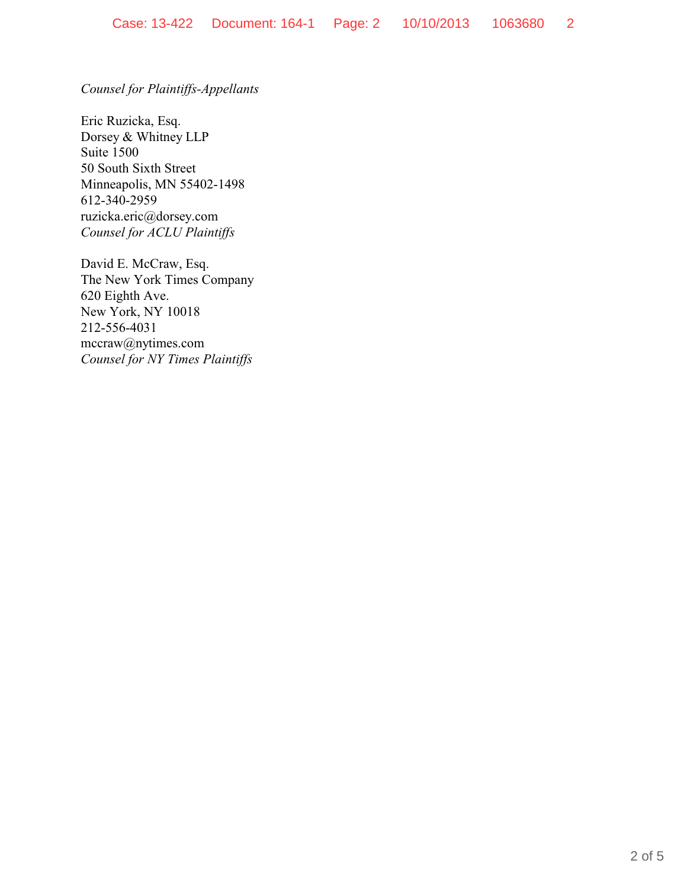*Counsel for Plaintiffs-Appellants*

Eric Ruzicka, Esq.
Dorsey & Whitney LLP
Suite 1500
50 South Sixth Street
Minneapolis, MN 55402-1498
612-340-2959
ruzicka.eric@dorsey.com
*Counsel for ACLU Plaintiffs*

David E. McCraw, Esq.
The New York Times Company
620 Eighth Ave.
New York, NY 10018
212-556-4031
mccraw@nytimes.com
*Counsel for NY Times Plaintiffs*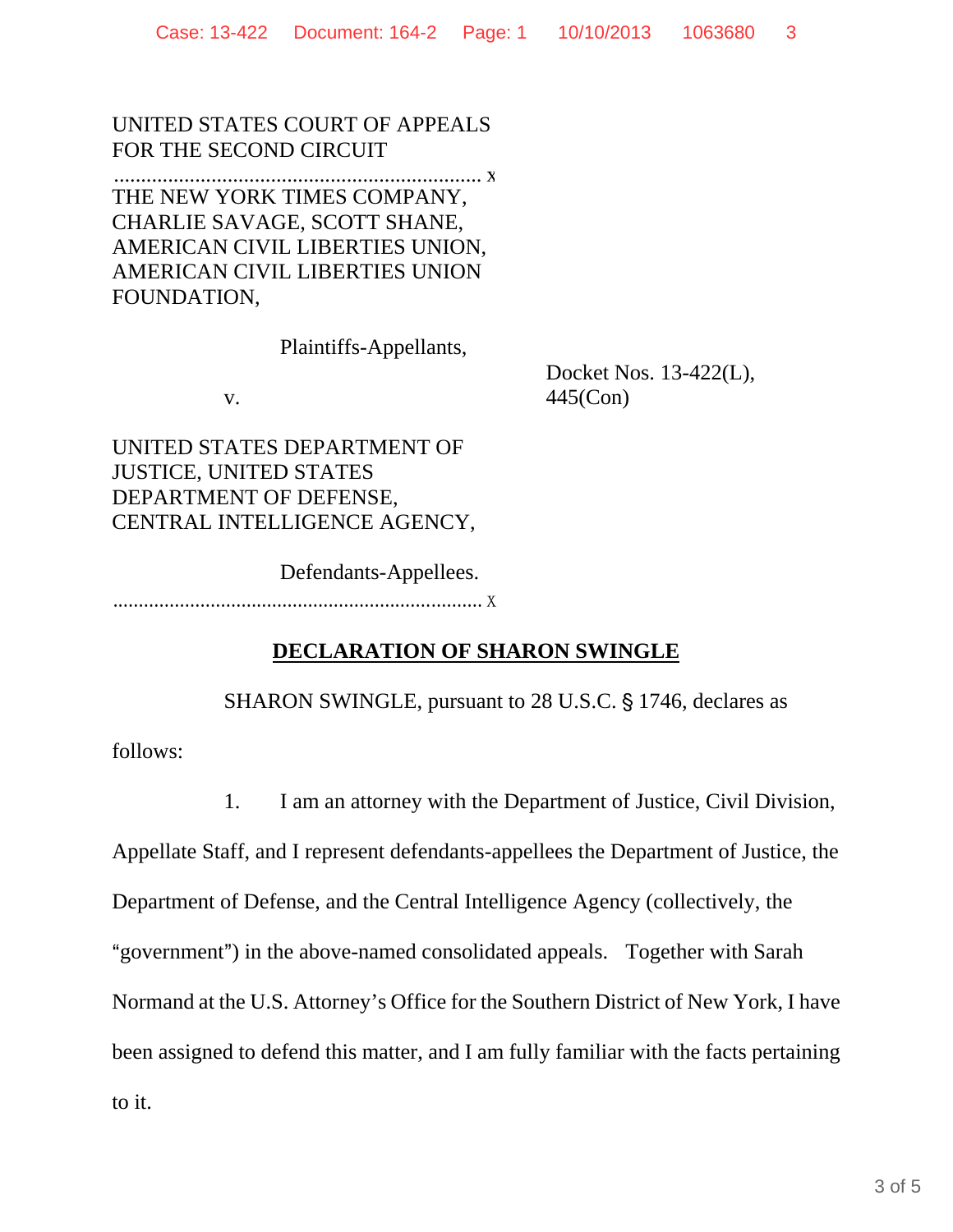UNITED STATES COURT OF APPEALS
FOR THE SECOND CIRCUIT

....................................................................... x

THE NEW YORK TIMES COMPANY, CHARLIE SAVAGE, SCOTT SHANE, AMERICAN CIVIL LIBERTIES UNION, AMERICAN CIVIL LIBERTIES UNION FOUNDATION,

Plaintiffs-Appellants,

v.

Docket Nos. 13-422(L), 445(Con)

UNITED STATES DEPARTMENT OF JUSTICE, UNITED STATES DEPARTMENT OF DEFENSE, CENTRAL INTELLIGENCE AGENCY,

Defendants-Appellees.

....................................................................... x

**DECLARATION OF SHARON SWINGLE**

SHARON SWINGLE, pursuant to 28 U.S.C. § 1746, declares as follows:

1. I am an attorney with the Department of Justice, Civil Division, Appellate Staff, and I represent defendants-appellees the Department of Justice, the Department of Defense, and the Central Intelligence Agency (collectively, the "government") in the above-named consolidated appeals. Together with Sarah Normand at the U.S. Attorney's Office for the Southern District of New York, I have been assigned to defend this matter, and I am fully familiar with the facts pertaining to it.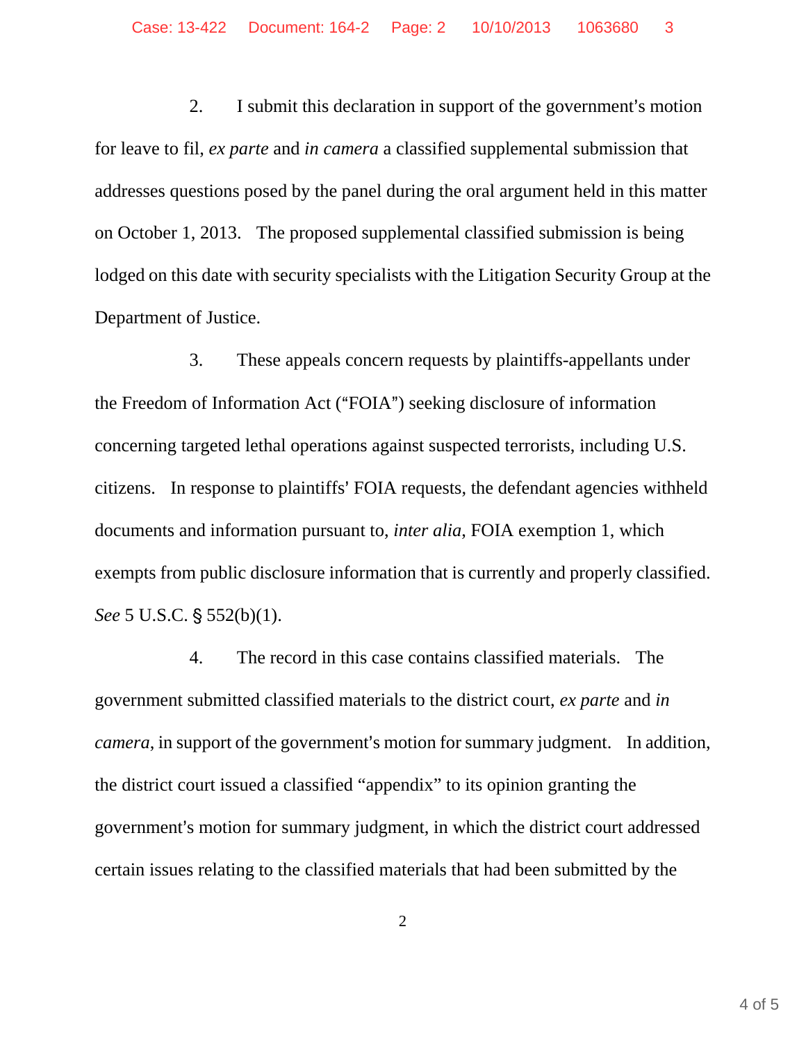2. I submit this declaration in support of the government's motion for leave to fil, *ex parte* and *in camera* a classified supplemental submission that addresses questions posed by the panel during the oral argument held in this matter on October 1, 2013. The proposed supplemental classified submission is being lodged on this date with security specialists with the Litigation Security Group at the Department of Justice.

3. These appeals concern requests by plaintiffs-appellants under the Freedom of Information Act ("FOIA") seeking disclosure of information concerning targeted lethal operations against suspected terrorists, including U.S. citizens. In response to plaintiffs' FOIA requests, the defendant agencies withheld documents and information pursuant to, *inter alia*, FOIA exemption 1, which exempts from public disclosure information that is currently and properly classified. *See* 5 U.S.C. § 552(b)(1).

4. The record in this case contains classified materials. The government submitted classified materials to the district court, *ex parte* and *in camera*, in support of the government's motion for summary judgment. In addition, the district court issued a classified "appendix" to its opinion granting the government's motion for summary judgment, in which the district court addressed certain issues relating to the classified materials that had been submitted by the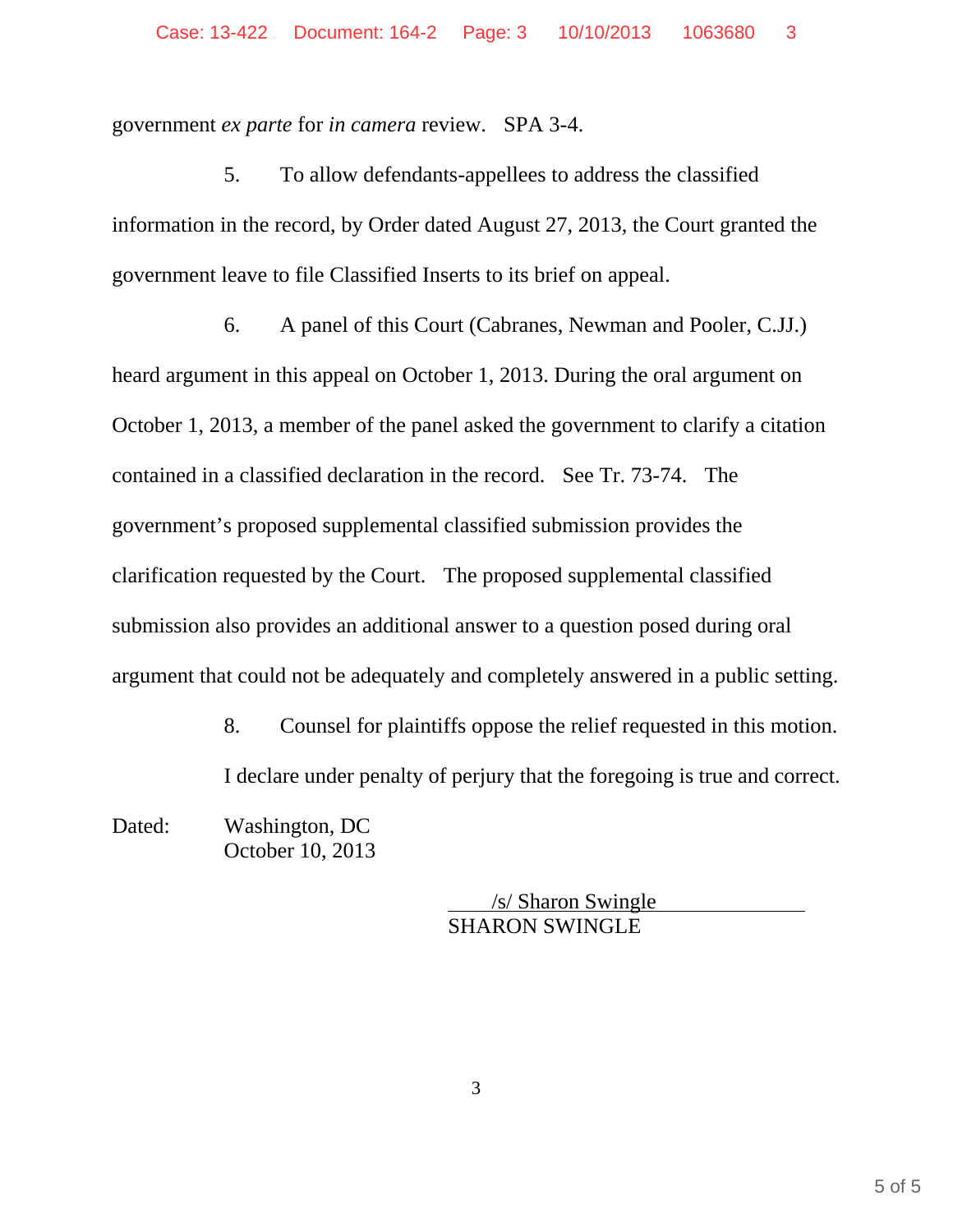government *ex parte* for *in camera* review. SPA 3-4.

5. To allow defendants-appellees to address the classified information in the record, by Order dated August 27, 2013, the Court granted the government leave to file Classified Inserts to its brief on appeal.

6. A panel of this Court (Cabranes, Newman and Pooler, C.JJ.) heard argument in this appeal on October 1, 2013. During the oral argument on October 1, 2013, a member of the panel asked the government to clarify a citation contained in a classified declaration in the record. See Tr. 73-74. The government's proposed supplemental classified submission provides the clarification requested by the Court. The proposed supplemental classified submission also provides an additional answer to a question posed during oral argument that could not be adequately and completely answered in a public setting.

8. Counsel for plaintiffs oppose the relief requested in this motion.

I declare under penalty of perjury that the foregoing is true and correct.

Dated: Washington, DC
October 10, 2013

/s/ Sharon Swingle
SHARON SWINGLE